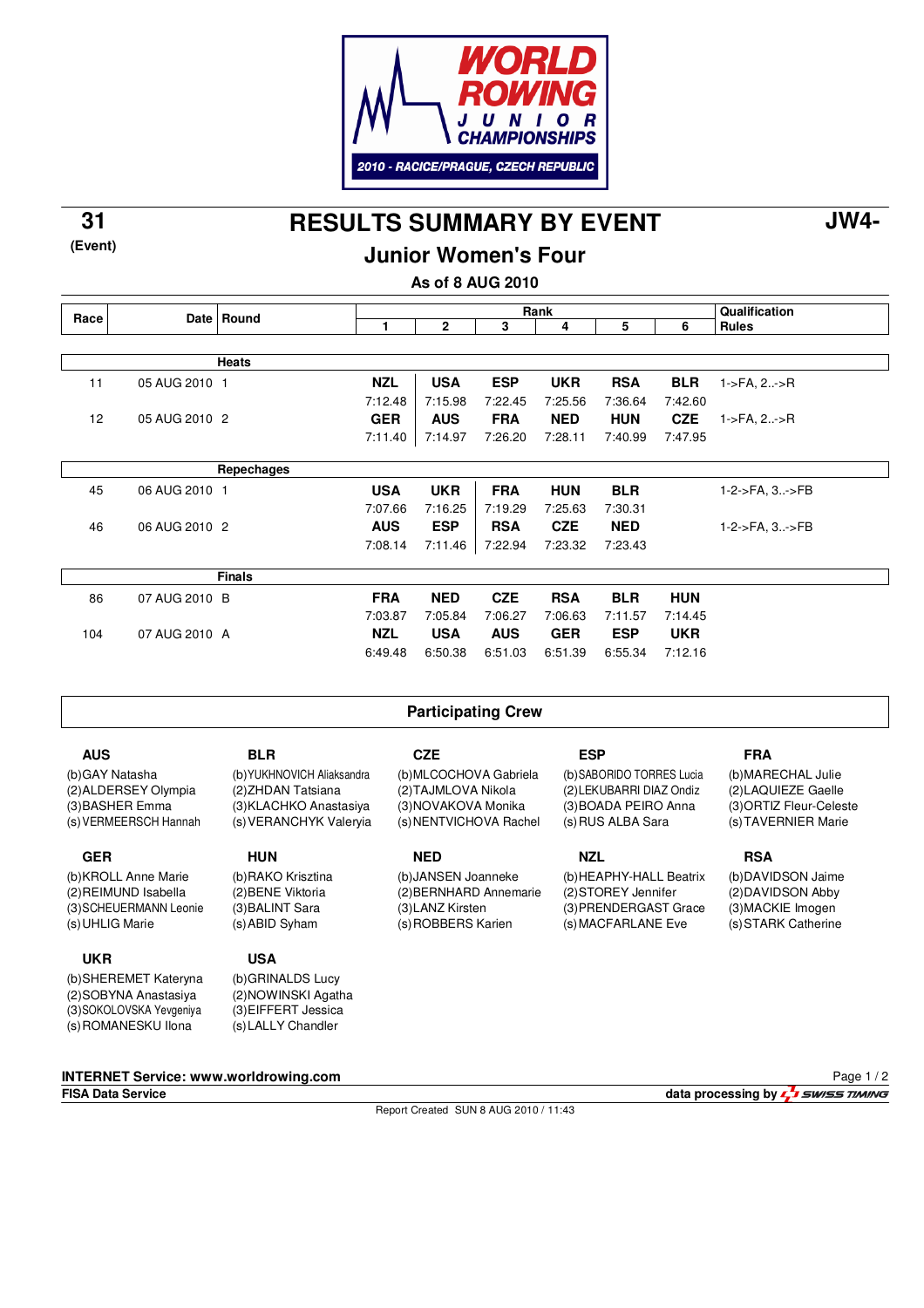WORLD ROWING JUNIOR CHAMPIONSHIPS

2010 - RACICE/PRAGUE, CZECH REPUBLIC

**31** (Event)

# RESULTS SUMMARY BY EVENT

**JW4-**

## Junior Women's Four

**As of 8 AUG 2010**

| Race | Date | Round | Rank 1 | 2 | 3 | 4 | 5 | 6 | Qualification Rules |
|---|---|---|---|---|---|---|---|---|---|
| | | **Heats** | | | | | | | |
| 11 | 05 AUG 2010 | 1 | **NZL** 7:12.48 | **USA** 7:15.98 | **ESP** 7:22.45 | **UKR** 7:25.56 | **RSA** 7:36.64 | **BLR** 7:42.60 | 1->FA, 2..->R |
| 12 | 05 AUG 2010 | 2 | **GER** 7:11.40 | **AUS** 7:14.97 | **FRA** 7:26.20 | **NED** 7:28.11 | **HUN** 7:40.99 | **CZE** 7:47.95 | 1->FA, 2..->R |
| | | **Repechages** | | | | | | | |
| 45 | 06 AUG 2010 | 1 | **USA** 7:07.66 | **UKR** 7:16.25 | **FRA** 7:19.29 | **HUN** 7:25.63 | **BLR** 7:30.31 | | 1-2->FA, 3..->FB |
| 46 | 06 AUG 2010 | 2 | **AUS** 7:08.14 | **ESP** 7:11.46 | **RSA** 7:22.94 | **CZE** 7:23.32 | **NED** 7:23.43 | | 1-2->FA, 3..->FB |
| | | **Finals** | | | | | | | |
| 86 | 07 AUG 2010 | B | **FRA** 7:03.87 | **NED** 7:05.84 | **CZE** 7:06.27 | **RSA** 7:06.63 | **BLR** 7:11.57 | **HUN** 7:14.45 | |
| 104 | 07 AUG 2010 | A | **NZL** 6:49.48 | **USA** 6:50.38 | **AUS** 6:51.03 | **GER** 6:51.39 | **ESP** 6:55.34 | **UKR** 7:12.16 | |

### Participating Crew

**AUS**
(b)GAY Natasha
(2)ALDERSEY Olympia
(3)BASHER Emma
(s)VERMEERSCH Hannah

**BLR**
(b)YUKHNOVICH Aliaksandra
(2)ZHDAN Tatsiana
(3)KLACHKO Anastasiya
(s)VERANCHYK Valeryia

**CZE**
(b)MLCOCHOVA Gabriela
(2)TAJMLOVA Nikola
(3)NOVAKOVA Monika
(s)NENTVICHOVA Rachel

**ESP**
(b)SABORIDO TORRES Lucia
(2)LEKUBARRI DIAZ Ondiz
(3)BOADA PEIRO Anna
(s)RUS ALBA Sara

**FRA**
(b)MARECHAL Julie
(2)LAQUIEZE Gaelle
(3)ORTIZ Fleur-Celeste
(s)TAVERNIER Marie

**GER**
(b)KROLL Anne Marie
(2)REIMUND Isabella
(3)SCHEUERMANN Leonie
(s)UHLIG Marie

**HUN**
(b)RAKO Krisztina
(2)BENE Viktoria
(3)BALINT Sara
(s)ABID Syham

**NED**
(b)JANSEN Joanneke
(2)BERNHARD Annemarie
(3)LANZ Kirsten
(s)ROBBERS Karien

**NZL**
(b)HEAPHY-HALL Beatrix
(2)STOREY Jennifer
(3)PRENDERGAST Grace
(s)MACFARLANE Eve

**RSA**
(b)DAVIDSON Jaime
(2)DAVIDSON Abby
(3)MACKIE Imogen
(s)STARK Catherine

**UKR**
(b)SHEREMET Kateryna
(2)SOBYNA Anastasiya
(3)SOKOLOVSKA Yevgeniya
(s)ROMANESKU Ilona

**USA**
(b)GRINALDS Lucy
(2)NOWINSKI Agatha
(3)EIFFERT Jessica
(s)LALLY Chandler

**INTERNET Service: www.worldrowing.com**
**FISA Data Service** — data processing by SWISS TIMING

Report Created SUN 8 AUG 2010 / 11:43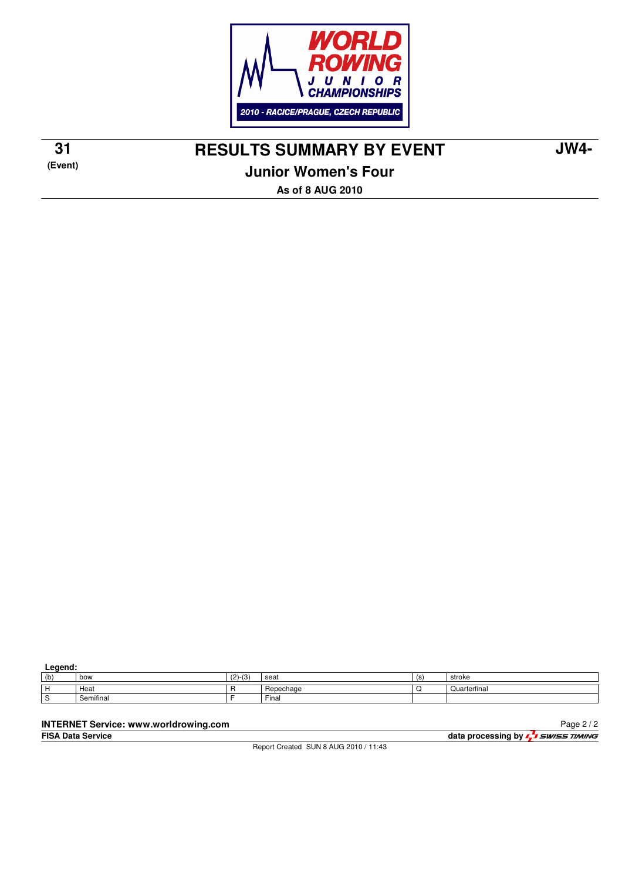**31**
**(Event)**

# RESULTS SUMMARY BY EVENT

**JW4-**

## Junior Women's Four

**As of 8 AUG 2010**

**Legend:**

| | | | | | |
|---|---|---|---|---|---|
| (b) | bow | (2)-(3) | seat | (s) | stroke |
| H | Heat | R | Repechage | Q | Quarterfinal |
| S | Semifinal | F | Final | | |

**INTERNET Service: www.worldrowing.com**

**FISA Data Service**

**data processing by SWISS TIMING**

Report Created SUN 8 AUG 2010 / 11:43